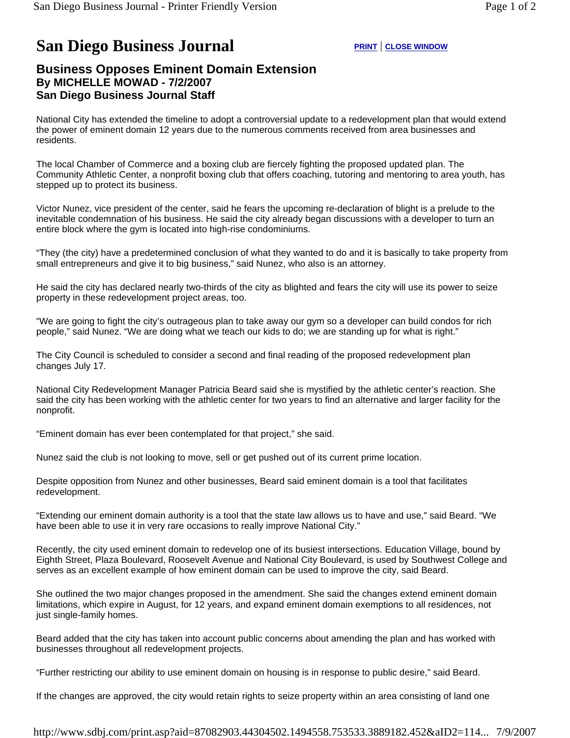# San Diego Business Journal

**PRINT** | **CLOSE WINDOW**

## Business Opposes Eminent Domain Extension

**By MICHELLE MOWAD - 7/2/2007**
**San Diego Business Journal Staff**

National City has extended the timeline to adopt a controversial update to a redevelopment plan that would extend the power of eminent domain 12 years due to the numerous comments received from area businesses and residents.

The local Chamber of Commerce and a boxing club are fiercely fighting the proposed updated plan. The Community Athletic Center, a nonprofit boxing club that offers coaching, tutoring and mentoring to area youth, has stepped up to protect its business.

Victor Nunez, vice president of the center, said he fears the upcoming re-declaration of blight is a prelude to the inevitable condemnation of his business. He said the city already began discussions with a developer to turn an entire block where the gym is located into high-rise condominiums.

"They (the city) have a predetermined conclusion of what they wanted to do and it is basically to take property from small entrepreneurs and give it to big business," said Nunez, who also is an attorney.

He said the city has declared nearly two-thirds of the city as blighted and fears the city will use its power to seize property in these redevelopment project areas, too.

"We are going to fight the city's outrageous plan to take away our gym so a developer can build condos for rich people," said Nunez. "We are doing what we teach our kids to do; we are standing up for what is right."

The City Council is scheduled to consider a second and final reading of the proposed redevelopment plan changes July 17.

National City Redevelopment Manager Patricia Beard said she is mystified by the athletic center's reaction. She said the city has been working with the athletic center for two years to find an alternative and larger facility for the nonprofit.

"Eminent domain has ever been contemplated for that project," she said.

Nunez said the club is not looking to move, sell or get pushed out of its current prime location.

Despite opposition from Nunez and other businesses, Beard said eminent domain is a tool that facilitates redevelopment.

"Extending our eminent domain authority is a tool that the state law allows us to have and use," said Beard. "We have been able to use it in very rare occasions to really improve National City."

Recently, the city used eminent domain to redevelop one of its busiest intersections. Education Village, bound by Eighth Street, Plaza Boulevard, Roosevelt Avenue and National City Boulevard, is used by Southwest College and serves as an excellent example of how eminent domain can be used to improve the city, said Beard.

She outlined the two major changes proposed in the amendment. She said the changes extend eminent domain limitations, which expire in August, for 12 years, and expand eminent domain exemptions to all residences, not just single-family homes.

Beard added that the city has taken into account public concerns about amending the plan and has worked with businesses throughout all redevelopment projects.

"Further restricting our ability to use eminent domain on housing is in response to public desire," said Beard.

If the changes are approved, the city would retain rights to seize property within an area consisting of land one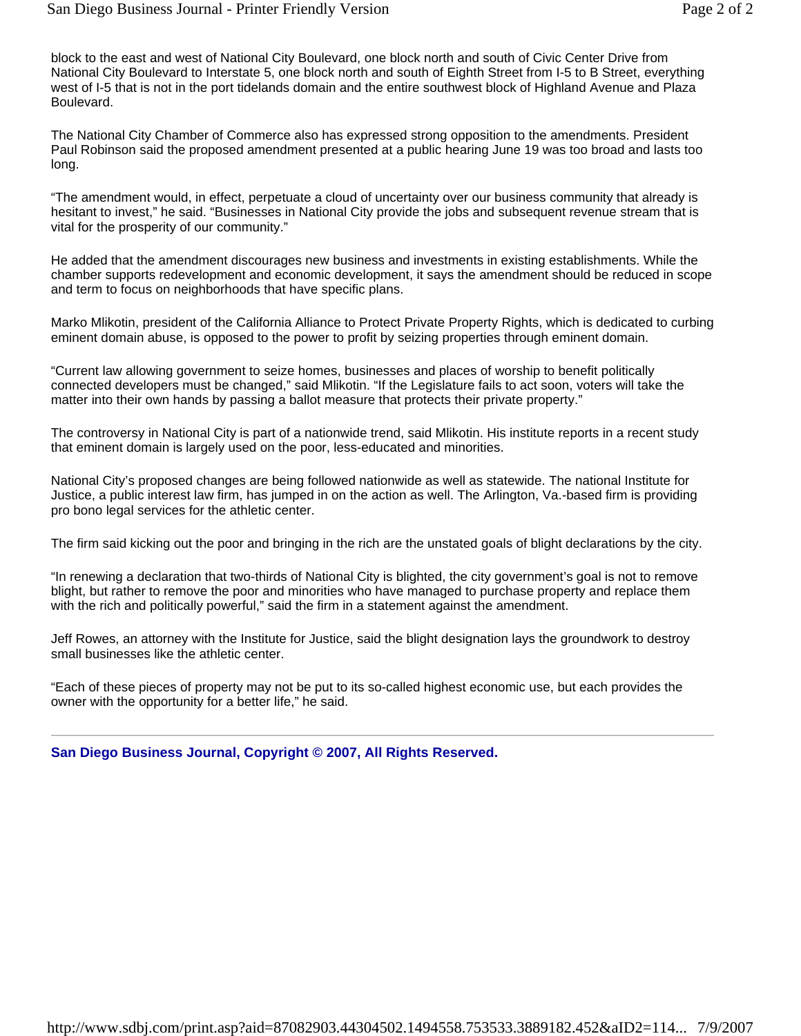block to the east and west of National City Boulevard, one block north and south of Civic Center Drive from National City Boulevard to Interstate 5, one block north and south of Eighth Street from I-5 to B Street, everything west of I-5 that is not in the port tidelands domain and the entire southwest block of Highland Avenue and Plaza Boulevard.

The National City Chamber of Commerce also has expressed strong opposition to the amendments. President Paul Robinson said the proposed amendment presented at a public hearing June 19 was too broad and lasts too long.

"The amendment would, in effect, perpetuate a cloud of uncertainty over our business community that already is hesitant to invest," he said. "Businesses in National City provide the jobs and subsequent revenue stream that is vital for the prosperity of our community."

He added that the amendment discourages new business and investments in existing establishments. While the chamber supports redevelopment and economic development, it says the amendment should be reduced in scope and term to focus on neighborhoods that have specific plans.

Marko Mlikotin, president of the California Alliance to Protect Private Property Rights, which is dedicated to curbing eminent domain abuse, is opposed to the power to profit by seizing properties through eminent domain.

"Current law allowing government to seize homes, businesses and places of worship to benefit politically connected developers must be changed," said Mlikotin. "If the Legislature fails to act soon, voters will take the matter into their own hands by passing a ballot measure that protects their private property."

The controversy in National City is part of a nationwide trend, said Mlikotin. His institute reports in a recent study that eminent domain is largely used on the poor, less-educated and minorities.

National City's proposed changes are being followed nationwide as well as statewide. The national Institute for Justice, a public interest law firm, has jumped in on the action as well. The Arlington, Va.-based firm is providing pro bono legal services for the athletic center.

The firm said kicking out the poor and bringing in the rich are the unstated goals of blight declarations by the city.

"In renewing a declaration that two-thirds of National City is blighted, the city government's goal is not to remove blight, but rather to remove the poor and minorities who have managed to purchase property and replace them with the rich and politically powerful," said the firm in a statement against the amendment.

Jeff Rowes, an attorney with the Institute for Justice, said the blight designation lays the groundwork to destroy small businesses like the athletic center.

"Each of these pieces of property may not be put to its so-called highest economic use, but each provides the owner with the opportunity for a better life," he said.

---

**San Diego Business Journal, Copyright © 2007, All Rights Reserved.**